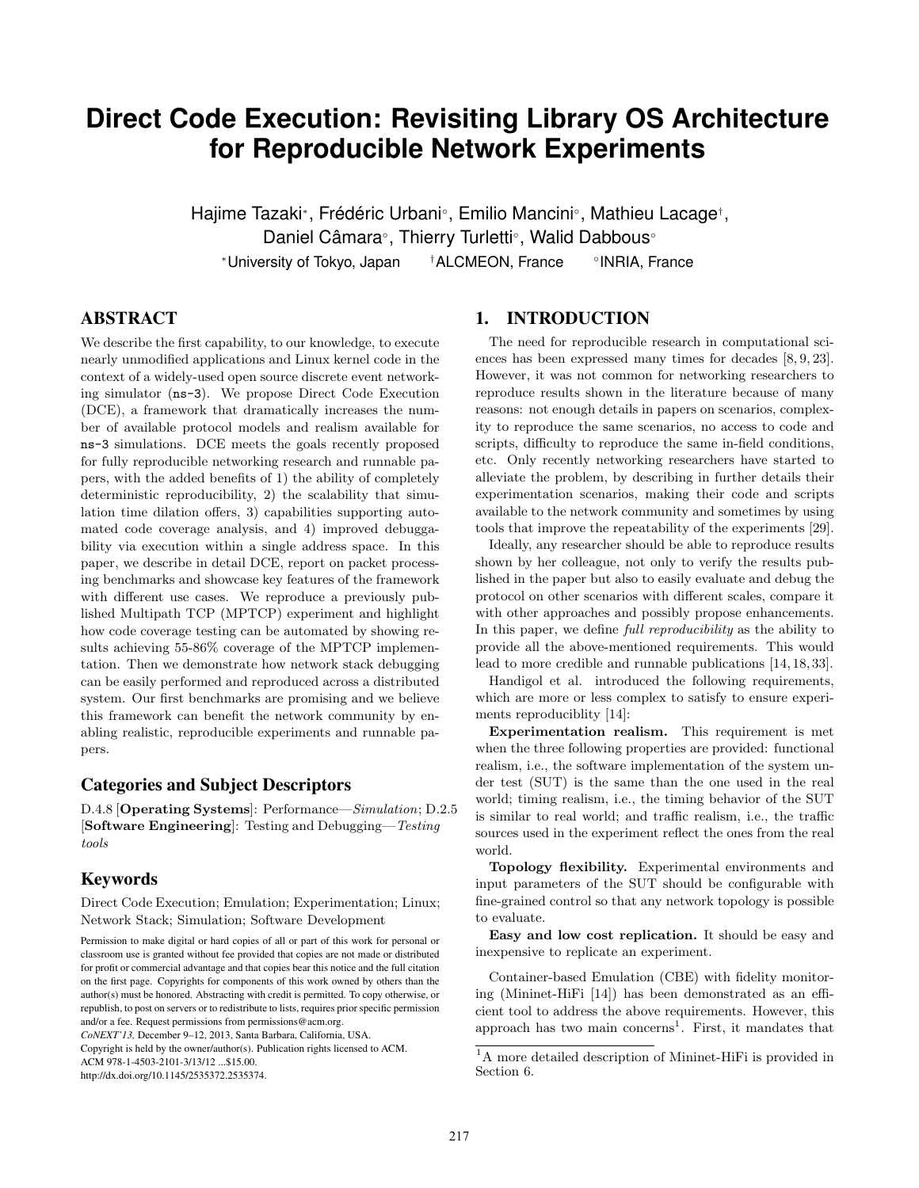# Direct Code Execution: Revisiting Library OS Architecture for Reproducible Network Experiments

Hajime Tazaki[*], Frédéric Urbani[◦], Emilio Mancini[◦], Mathieu Lacage[†], Daniel Câmara[◦], Thierry Turletti[◦], Walid Dabbous[◦]

[*]University of Tokyo, Japan [†]ALCMEON, France [◦]INRIA, France

## ABSTRACT

We describe the first capability, to our knowledge, to execute nearly unmodified applications and Linux kernel code in the context of a widely-used open source discrete event networking simulator (ns-3). We propose Direct Code Execution (DCE), a framework that dramatically increases the number of available protocol models and realism available for ns-3 simulations. DCE meets the goals recently proposed for fully reproducible networking research and runnable papers, with the added benefits of 1) the ability of completely deterministic reproducibility, 2) the scalability that simulation time dilation offers, 3) capabilities supporting automated code coverage analysis, and 4) improved debuggability via execution within a single address space. In this paper, we describe in detail DCE, report on packet processing benchmarks and showcase key features of the framework with different use cases. We reproduce a previously published Multipath TCP (MPTCP) experiment and highlight how code coverage testing can be automated by showing results achieving 55-86% coverage of the MPTCP implementation. Then we demonstrate how network stack debugging can be easily performed and reproduced across a distributed system. Our first benchmarks are promising and we believe this framework can benefit the network community by enabling realistic, reproducible experiments and runnable papers.

### Categories and Subject Descriptors

D.4.8 [**Operating Systems**]: Performance—*Simulation*; D.2.5 [**Software Engineering**]: Testing and Debugging—*Testing tools*

### Keywords

Direct Code Execution; Emulation; Experimentation; Linux; Network Stack; Simulation; Software Development

Permission to make digital or hard copies of all or part of this work for personal or classroom use is granted without fee provided that copies are not made or distributed for profit or commercial advantage and that copies bear this notice and the full citation on the first page. Copyrights for components of this work owned by others than the author(s) must be honored. Abstracting with credit is permitted. To copy otherwise, or republish, to post on servers or to redistribute to lists, requires prior specific permission and/or a fee. Request permissions from permissions@acm.org.
*CoNEXT'13,* December 9–12, 2013, Santa Barbara, California, USA.
Copyright is held by the owner/author(s). Publication rights licensed to ACM.
ACM 978-1-4503-2101-3/13/12 ...$15.00.
http://dx.doi.org/10.1145/2535372.2535374.

## 1. INTRODUCTION

The need for reproducible research in computational sciences has been expressed many times for decades [8, 9, 23]. However, it was not common for networking researchers to reproduce results shown in the literature because of many reasons: not enough details in papers on scenarios, complexity to reproduce the same scenarios, no access to code and scripts, difficulty to reproduce the same in-field conditions, etc. Only recently networking researchers have started to alleviate the problem, by describing in further details their experimentation scenarios, making their code and scripts available to the network community and sometimes by using tools that improve the repeatability of the experiments [29].

Ideally, any researcher should be able to reproduce results shown by her colleague, not only to verify the results published in the paper but also to easily evaluate and debug the protocol on other scenarios with different scales, compare it with other approaches and possibly propose enhancements. In this paper, we define *full reproducibility* as the ability to provide all the above-mentioned requirements. This would lead to more credible and runnable publications [14, 18, 33].

Handigol et al. introduced the following requirements, which are more or less complex to satisfy to ensure experiments reproduciblity [14]:

**Experimentation realism.** This requirement is met when the three following properties are provided: functional realism, i.e., the software implementation of the system under test (SUT) is the same than the one used in the real world; timing realism, i.e., the timing behavior of the SUT is similar to real world; and traffic realism, i.e., the traffic sources used in the experiment reflect the ones from the real world.

**Topology flexibility.** Experimental environments and input parameters of the SUT should be configurable with fine-grained control so that any network topology is possible to evaluate.

**Easy and low cost replication.** It should be easy and inexpensive to replicate an experiment.

Container-based Emulation (CBE) with fidelity monitoring (Mininet-HiFi [14]) has been demonstrated as an efficient tool to address the above requirements. However, this approach has two main concerns[1]. First, it mandates that

[1]A more detailed description of Mininet-HiFi is provided in Section 6.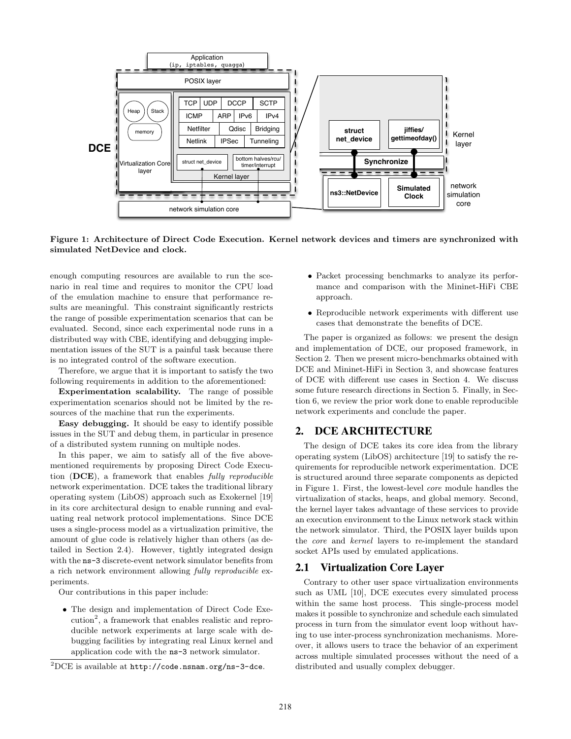**Figure 1: Architecture of Direct Code Execution. Kernel network devices and timers are synchronized with simulated NetDevice and clock.**

enough computing resources are available to run the scenario in real time and requires to monitor the CPU load of the emulation machine to ensure that performance results are meaningful. This constraint significantly restricts the range of possible experimentation scenarios that can be evaluated. Second, since each experimental node runs in a distributed way with CBE, identifying and debugging implementation issues of the SUT is a painful task because there is no integrated control of the software execution.

Therefore, we argue that it is important to satisfy the two following requirements in addition to the aforementioned:

**Experimentation scalability.** The range of possible experimentation scenarios should not be limited by the resources of the machine that run the experiments.

**Easy debugging.** It should be easy to identify possible issues in the SUT and debug them, in particular in presence of a distributed system running on multiple nodes.

In this paper, we aim to satisfy all of the five above-mentioned requirements by proposing Direct Code Execution (**DCE**), a framework that enables *fully reproducible* network experimentation. DCE takes the traditional library operating system (LibOS) approach such as Exokernel [19] in its core architectural design to enable running and evaluating real network protocol implementations. Since DCE uses a single-process model as a virtualization primitive, the amount of glue code is relatively higher than others (as detailed in Section 2.4). However, tightly integrated design with the ns-3 discrete-event network simulator benefits from a rich network environment allowing *fully reproducible* experiments.

Our contributions in this paper include:

- The design and implementation of Direct Code Execution[2], a framework that enables realistic and reproducible network experiments at large scale with debugging facilities by integrating real Linux kernel and application code with the ns-3 network simulator.
- Packet processing benchmarks to analyze its performance and comparison with the Mininet-HiFi CBE approach.
- Reproducible network experiments with different use cases that demonstrate the benefits of DCE.

[2]DCE is available at `http://code.nsnam.org/ns-3-dce`.

The paper is organized as follows: we present the design and implementation of DCE, our proposed framework, in Section 2. Then we present micro-benchmarks obtained with DCE and Mininet-HiFi in Section 3, and showcase features of DCE with different use cases in Section 4. We discuss some future research directions in Section 5. Finally, in Section 6, we review the prior work done to enable reproducible network experiments and conclude the paper.

## 2. DCE ARCHITECTURE

The design of DCE takes its core idea from the library operating system (LibOS) architecture [19] to satisfy the requirements for reproducible network experimentation. DCE is structured around three separate components as depicted in Figure 1. First, the lowest-level *core* module handles the virtualization of stacks, heaps, and global memory. Second, the kernel layer takes advantage of these services to provide an execution environment to the Linux network stack within the network simulator. Third, the POSIX layer builds upon the *core* and *kernel* layers to re-implement the standard socket APIs used by emulated applications.

### 2.1 Virtualization Core Layer

Contrary to other user space virtualization environments such as UML [10], DCE executes every simulated process within the same host process. This single-process model makes it possible to synchronize and schedule each simulated process in turn from the simulator event loop without having to use inter-process synchronization mechanisms. Moreover, it allows users to trace the behavior of an experiment across multiple simulated processes without the need of a distributed and usually complex debugger.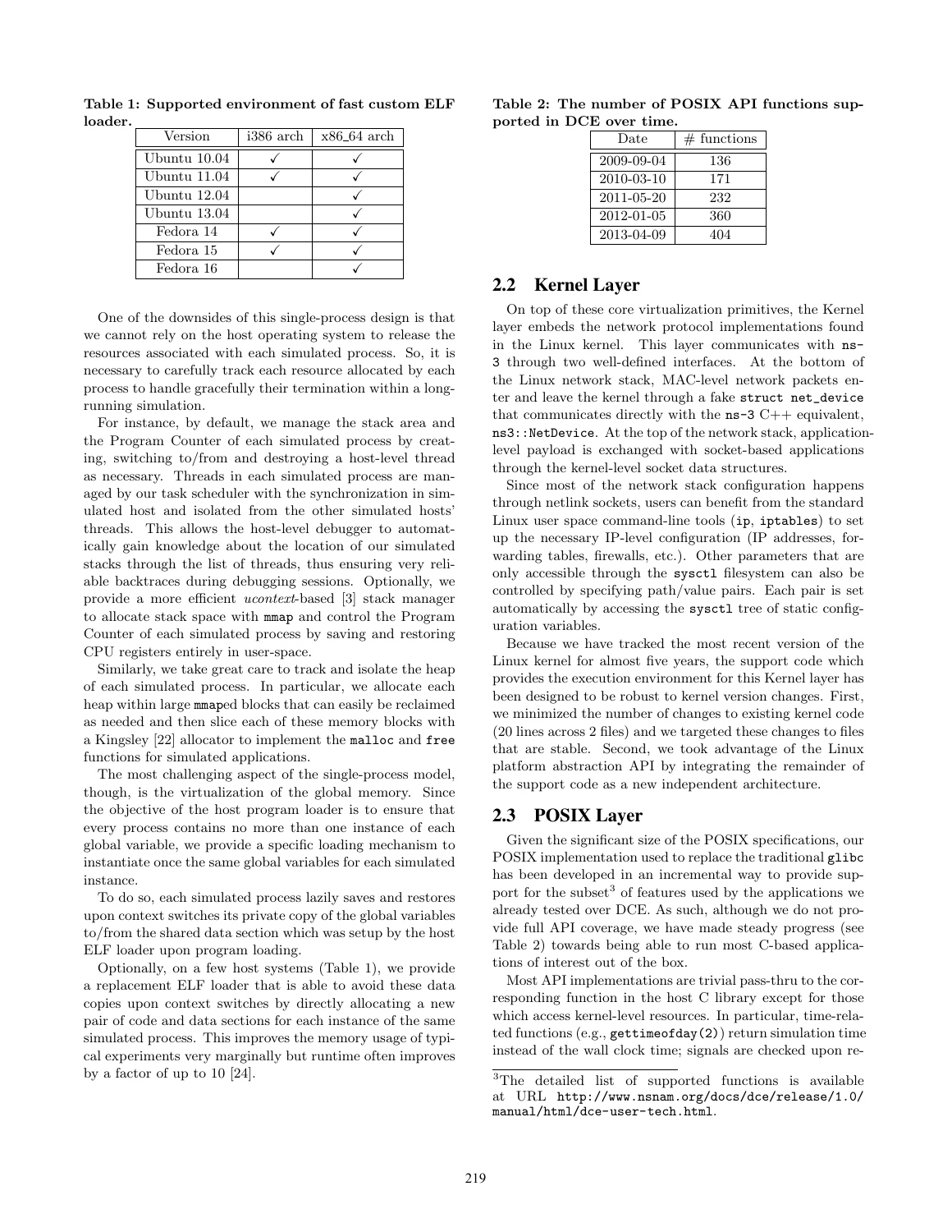**Table 1: Supported environment of fast custom ELF loader.**

| Version | i386 arch | x86_64 arch |
| --- | --- | --- |
| Ubuntu 10.04 | ✓ | ✓ |
| Ubuntu 11.04 | ✓ | ✓ |
| Ubuntu 12.04 | | ✓ |
| Ubuntu 13.04 | | ✓ |
| Fedora 14 | ✓ | ✓ |
| Fedora 15 | ✓ | ✓ |
| Fedora 16 | | ✓ |

One of the downsides of this single-process design is that we cannot rely on the host operating system to release the resources associated with each simulated process. So, it is necessary to carefully track each resource allocated by each process to handle gracefully their termination within a long-running simulation.

For instance, by default, we manage the stack area and the Program Counter of each simulated process by creating, switching to/from and destroying a host-level thread as necessary. Threads in each simulated process are managed by our task scheduler with the synchronization in simulated host and isolated from the other simulated hosts' threads. This allows the host-level debugger to automatically gain knowledge about the location of our simulated stacks through the list of threads, thus ensuring very reliable backtraces during debugging sessions. Optionally, we provide a more efficient *ucontext*-based [3] stack manager to allocate stack space with `mmap` and control the Program Counter of each simulated process by saving and restoring CPU registers entirely in user-space.

Similarly, we take great care to track and isolate the heap of each simulated process. In particular, we allocate each heap within large `mmap`ed blocks that can easily be reclaimed as needed and then slice each of these memory blocks with a Kingsley [22] allocator to implement the `malloc` and `free` functions for simulated applications.

The most challenging aspect of the single-process model, though, is the virtualization of the global memory. Since the objective of the host program loader is to ensure that every process contains no more than one instance of each global variable, we provide a specific loading mechanism to instantiate once the same global variables for each simulated instance.

To do so, each simulated process lazily saves and restores upon context switches its private copy of the global variables to/from the shared data section which was setup by the host ELF loader upon program loading.

Optionally, on a few host systems (Table 1), we provide a replacement ELF loader that is able to avoid these data copies upon context switches by directly allocating a new pair of code and data sections for each instance of the same simulated process. This improves the memory usage of typical experiments very marginally but runtime often improves by a factor of up to 10 [24].

**Table 2: The number of POSIX API functions supported in DCE over time.**

| Date | # functions |
| --- | --- |
| 2009-09-04 | 136 |
| 2010-03-10 | 171 |
| 2011-05-20 | 232 |
| 2012-01-05 | 360 |
| 2013-04-09 | 404 |

## 2.2 Kernel Layer

On top of these core virtualization primitives, the Kernel layer embeds the network protocol implementations found in the Linux kernel. This layer communicates with `ns-3` through two well-defined interfaces. At the bottom of the Linux network stack, MAC-level network packets enter and leave the kernel through a fake `struct net_device` that communicates directly with the `ns-3` C++ equivalent, `ns3::NetDevice`. At the top of the network stack, application-level payload is exchanged with socket-based applications through the kernel-level socket data structures.

Since most of the network stack configuration happens through netlink sockets, users can benefit from the standard Linux user space command-line tools (`ip`, `iptables`) to set up the necessary IP-level configuration (IP addresses, forwarding tables, firewalls, etc.). Other parameters that are only accessible through the `sysctl` filesystem can also be controlled by specifying path/value pairs. Each pair is set automatically by accessing the `sysctl` tree of static configuration variables.

Because we have tracked the most recent version of the Linux kernel for almost five years, the support code which provides the execution environment for this Kernel layer has been designed to be robust to kernel version changes. First, we minimized the number of changes to existing kernel code (20 lines across 2 files) and we targeted these changes to files that are stable. Second, we took advantage of the Linux platform abstraction API by integrating the remainder of the support code as a new independent architecture.

## 2.3 POSIX Layer

Given the significant size of the POSIX specifications, our POSIX implementation used to replace the traditional `glibc` has been developed in an incremental way to provide support for the subset[3] of features used by the applications we already tested over DCE. As such, although we do not provide full API coverage, we have made steady progress (see Table 2) towards being able to run most C-based applications of interest out of the box.

Most API implementations are trivial pass-thru to the corresponding function in the host C library except for those which access kernel-level resources. In particular, time-related functions (e.g., `gettimeofday(2)`) return simulation time instead of the wall clock time; signals are checked upon re-

[3]The detailed list of supported functions is available at URL `http://www.nsnam.org/docs/dce/release/1.0/manual/html/dce-user-tech.html`.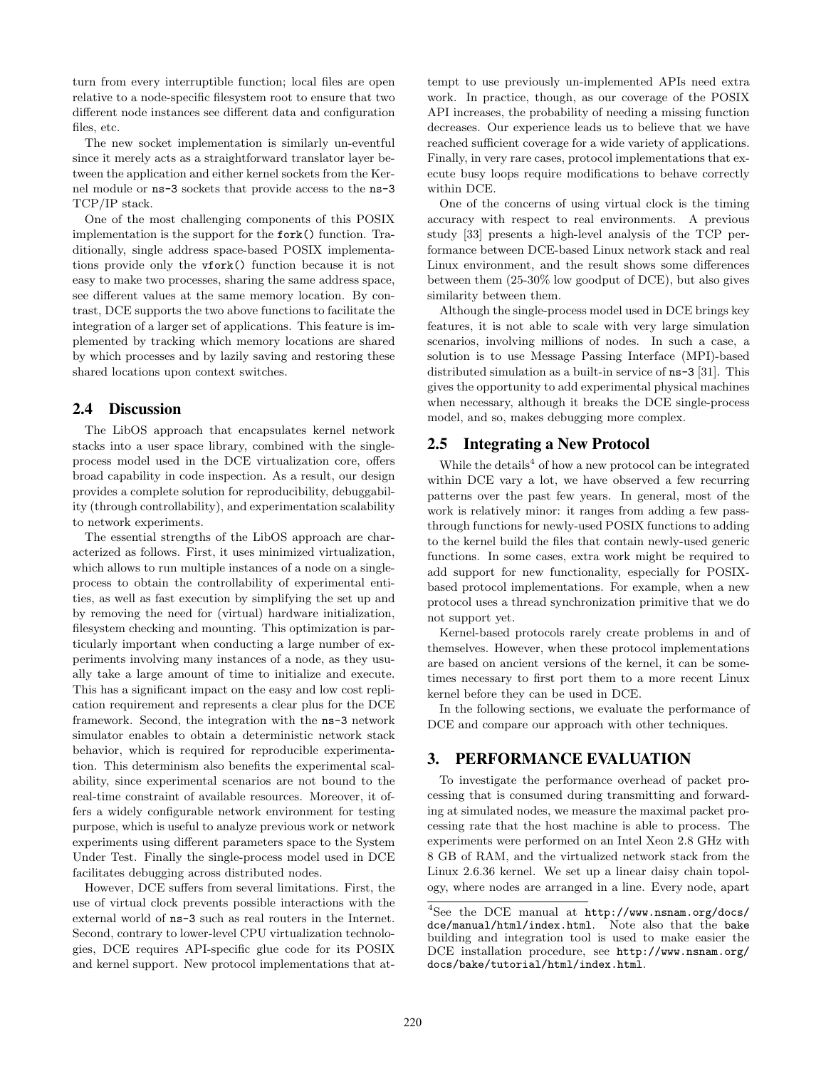turn from every interruptible function; local files are open relative to a node-specific filesystem root to ensure that two different node instances see different data and configuration files, etc.

The new socket implementation is similarly un-eventful since it merely acts as a straightforward translator layer between the application and either kernel sockets from the Kernel module or ns-3 sockets that provide access to the ns-3 TCP/IP stack.

One of the most challenging components of this POSIX implementation is the support for the `fork()` function. Traditionally, single address space-based POSIX implementations provide only the `vfork()` function because it is not easy to make two processes, sharing the same address space, see different values at the same memory location. By contrast, DCE supports the two above functions to facilitate the integration of a larger set of applications. This feature is implemented by tracking which memory locations are shared by which processes and by lazily saving and restoring these shared locations upon context switches.

## 2.4 Discussion

The LibOS approach that encapsulates kernel network stacks into a user space library, combined with the single-process model used in the DCE virtualization core, offers broad capability in code inspection. As a result, our design provides a complete solution for reproducibility, debuggability (through controllability), and experimentation scalability to network experiments.

The essential strengths of the LibOS approach are characterized as follows. First, it uses minimized virtualization, which allows to run multiple instances of a node on a single-process to obtain the controllability of experimental entities, as well as fast execution by simplifying the set up and by removing the need for (virtual) hardware initialization, filesystem checking and mounting. This optimization is particularly important when conducting a large number of experiments involving many instances of a node, as they usually take a large amount of time to initialize and execute. This has a significant impact on the easy and low cost replication requirement and represents a clear plus for the DCE framework. Second, the integration with the ns-3 network simulator enables to obtain a deterministic network stack behavior, which is required for reproducible experimentation. This determinism also benefits the experimental scalability, since experimental scenarios are not bound to the real-time constraint of available resources. Moreover, it offers a widely configurable network environment for testing purpose, which is useful to analyze previous work or network experiments using different parameters space to the System Under Test. Finally the single-process model used in DCE facilitates debugging across distributed nodes.

However, DCE suffers from several limitations. First, the use of virtual clock prevents possible interactions with the external world of ns-3 such as real routers in the Internet. Second, contrary to lower-level CPU virtualization technologies, DCE requires API-specific glue code for its POSIX and kernel support. New protocol implementations that attempt to use previously un-implemented APIs need extra work. In practice, though, as our coverage of the POSIX API increases, the probability of needing a missing function decreases. Our experience leads us to believe that we have reached sufficient coverage for a wide variety of applications. Finally, in very rare cases, protocol implementations that execute busy loops require modifications to behave correctly within DCE.

One of the concerns of using virtual clock is the timing accuracy with respect to real environments. A previous study [33] presents a high-level analysis of the TCP performance between DCE-based Linux network stack and real Linux environment, and the result shows some differences between them (25-30% low goodput of DCE), but also gives similarity between them.

Although the single-process model used in DCE brings key features, it is not able to scale with very large simulation scenarios, involving millions of nodes. In such a case, a solution is to use Message Passing Interface (MPI)-based distributed simulation as a built-in service of ns-3 [31]. This gives the opportunity to add experimental physical machines when necessary, although it breaks the DCE single-process model, and so, makes debugging more complex.

## 2.5 Integrating a New Protocol

While the details[4] of how a new protocol can be integrated within DCE vary a lot, we have observed a few recurring patterns over the past few years. In general, most of the work is relatively minor: it ranges from adding a few pass-through functions for newly-used POSIX functions to adding to the kernel build the files that contain newly-used generic functions. In some cases, extra work might be required to add support for new functionality, especially for POSIX-based protocol implementations. For example, when a new protocol uses a thread synchronization primitive that we do not support yet.

Kernel-based protocols rarely create problems in and of themselves. However, when these protocol implementations are based on ancient versions of the kernel, it can be sometimes necessary to first port them to a more recent Linux kernel before they can be used in DCE.

In the following sections, we evaluate the performance of DCE and compare our approach with other techniques.

# 3. PERFORMANCE EVALUATION

To investigate the performance overhead of packet processing that is consumed during transmitting and forwarding at simulated nodes, we measure the maximal packet processing rate that the host machine is able to process. The experiments were performed on an Intel Xeon 2.8 GHz with 8 GB of RAM, and the virtualized network stack from the Linux 2.6.36 kernel. We set up a linear daisy chain topology, where nodes are arranged in a line. Every node, apart

[4] See the DCE manual at `http://www.nsnam.org/docs/dce/manual/html/index.html`. Note also that the bake building and integration tool is used to make easier the DCE installation procedure, see `http://www.nsnam.org/docs/bake/tutorial/html/index.html`.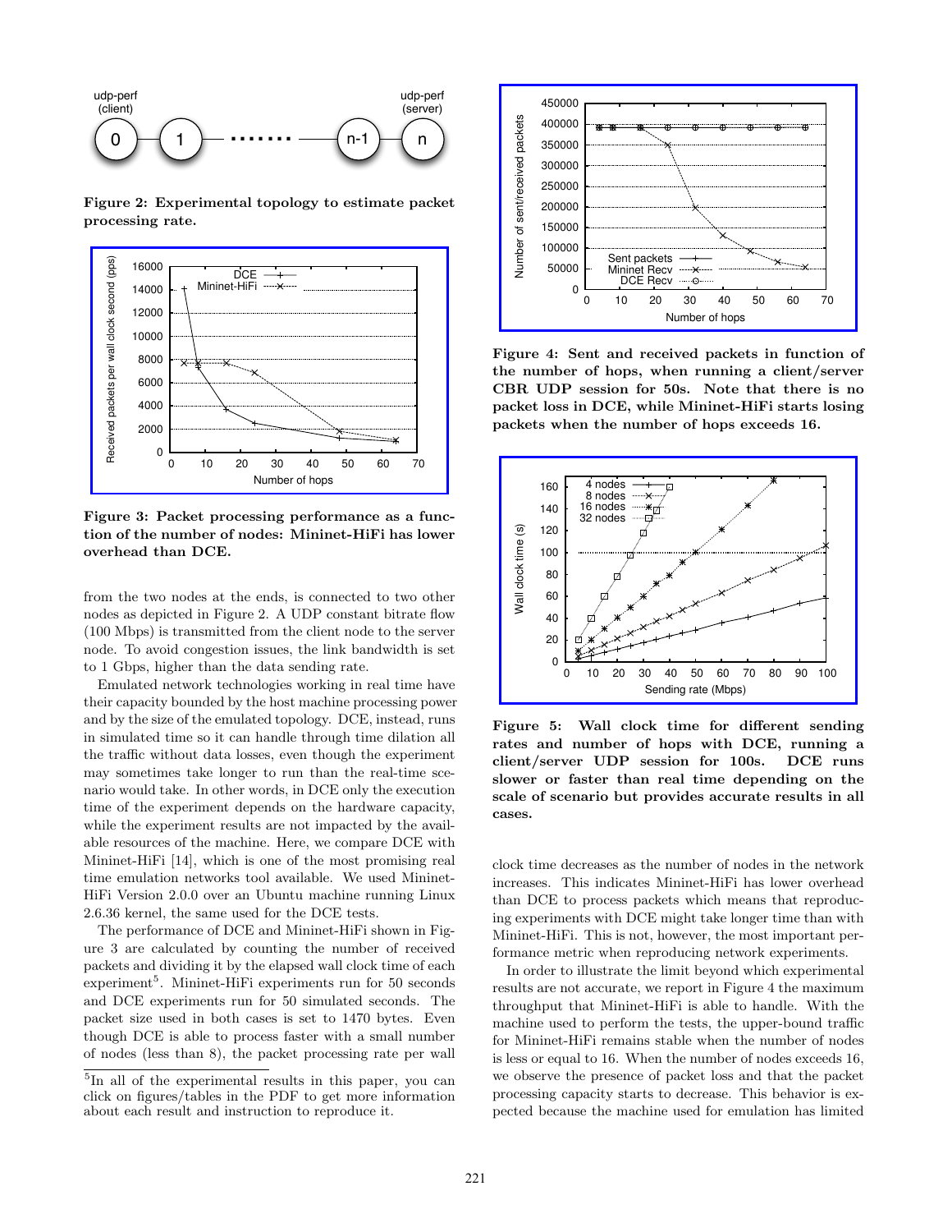Figure 2: Experimental topology to estimate packet processing rate.

Figure 3: Packet processing performance as a function of the number of nodes: Mininet-HiFi has lower overhead than DCE.

from the two nodes at the ends, is connected to two other nodes as depicted in Figure 2. A UDP constant bitrate flow (100 Mbps) is transmitted from the client node to the server node. To avoid congestion issues, the link bandwidth is set to 1 Gbps, higher than the data sending rate.

Emulated network technologies working in real time have their capacity bounded by the host machine processing power and by the size of the emulated topology. DCE, instead, runs in simulated time so it can handle through time dilation all the traffic without data losses, even though the experiment may sometimes take longer to run than the real-time scenario would take. In other words, in DCE only the execution time of the experiment depends on the hardware capacity, while the experiment results are not impacted by the available resources of the machine. Here, we compare DCE with Mininet-HiFi [14], which is one of the most promising real time emulation networks tool available. We used Mininet-HiFi Version 2.0.0 over an Ubuntu machine running Linux 2.6.36 kernel, the same used for the DCE tests.

The performance of DCE and Mininet-HiFi shown in Figure 3 are calculated by counting the number of received packets and dividing it by the elapsed wall clock time of each experiment[5]. Mininet-HiFi experiments run for 50 seconds and DCE experiments run for 50 simulated seconds. The packet size used in both cases is set to 1470 bytes. Even though DCE is able to process faster with a small number of nodes (less than 8), the packet processing rate per wall clock time decreases as the number of nodes in the network increases. This indicates Mininet-HiFi has lower overhead than DCE to process packets which means that reproducing experiments with DCE might take longer time than with Mininet-HiFi. This is not, however, the most important performance metric when reproducing network experiments.

In order to illustrate the limit beyond which experimental results are not accurate, we report in Figure 4 the maximum throughput that Mininet-HiFi is able to handle. With the machine used to perform the tests, the upper-bound traffic for Mininet-HiFi remains stable when the number of nodes is less or equal to 16. When the number of nodes exceeds 16, we observe the presence of packet loss and that the packet processing capacity starts to decrease. This behavior is expected because the machine used for emulation has limited

[5]In all of the experimental results in this paper, you can click on figures/tables in the PDF to get more information about each result and instruction to reproduce it.

Figure 4: Sent and received packets in function of the number of hops, when running a client/server CBR UDP session for 50s. Note that there is no packet loss in DCE, while Mininet-HiFi starts losing packets when the number of hops exceeds 16.

Figure 5: Wall clock time for different sending rates and number of hops with DCE, running a client/server UDP session for 100s. DCE runs slower or faster than real time depending on the scale of scenario but provides accurate results in all cases.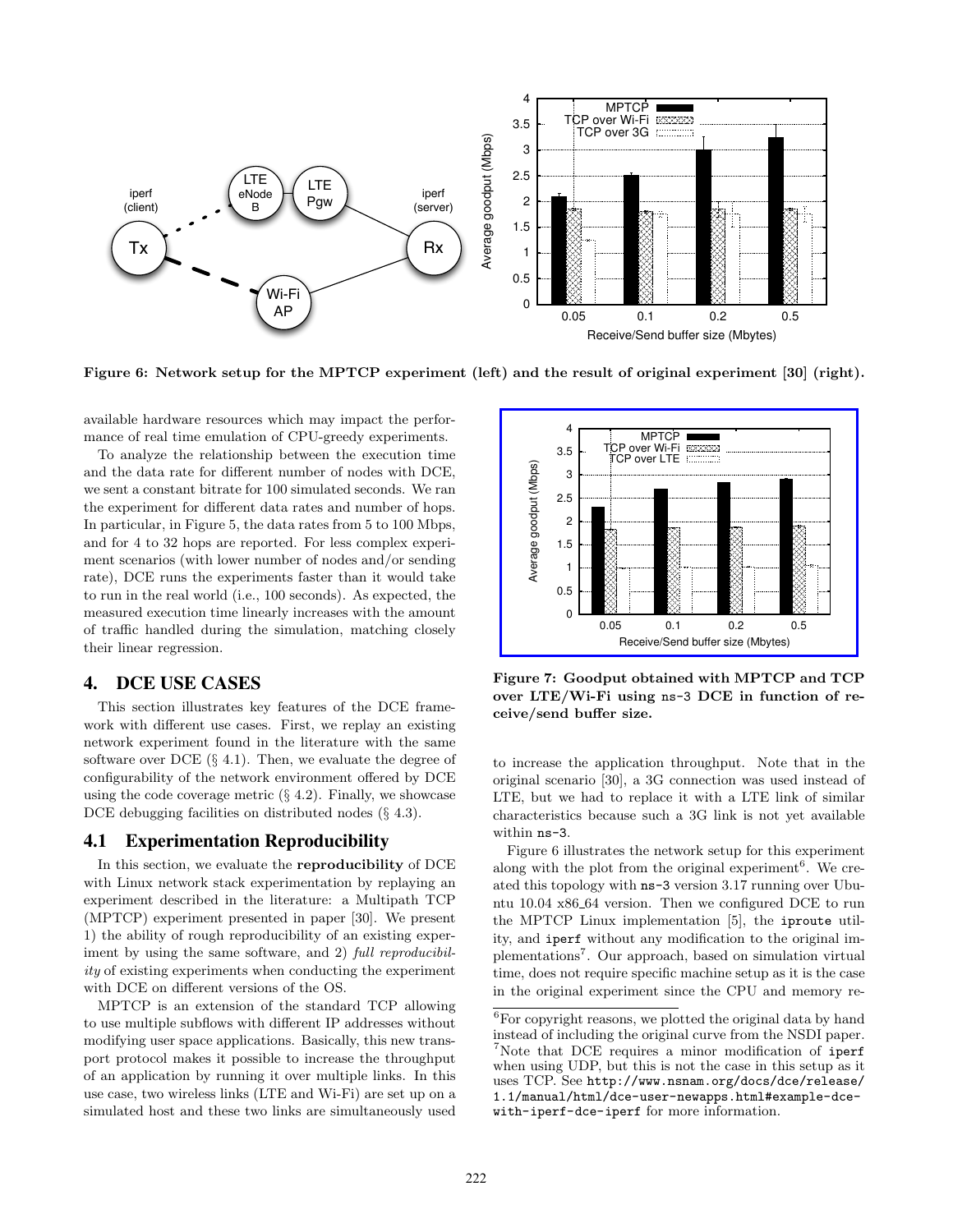Figure 6: Network setup for the MPTCP experiment (left) and the result of original experiment [30] (right).

Figure 7: Goodput obtained with MPTCP and TCP over LTE/Wi-Fi using ns-3 DCE in function of receive/send buffer size.

available hardware resources which may impact the performance of real time emulation of CPU-greedy experiments.

To analyze the relationship between the execution time and the data rate for different number of nodes with DCE, we sent a constant bitrate for 100 simulated seconds. We ran the experiment for different data rates and number of hops. In particular, in Figure 5, the data rates from 5 to 100 Mbps, and for 4 to 32 hops are reported. For less complex experiment scenarios (with lower number of nodes and/or sending rate), DCE runs the experiments faster than it would take to run in the real world (i.e., 100 seconds). As expected, the measured execution time linearly increases with the amount of traffic handled during the simulation, matching closely their linear regression.

## 4. DCE USE CASES

This section illustrates key features of the DCE framework with different use cases. First, we replay an existing network experiment found in the literature with the same software over DCE (§ 4.1). Then, we evaluate the degree of configurability of the network environment offered by DCE using the code coverage metric (§ 4.2). Finally, we showcase DCE debugging facilities on distributed nodes (§ 4.3).

### 4.1 Experimentation Reproducibility

In this section, we evaluate the **reproducibility** of DCE with Linux network stack experimentation by replaying an experiment described in the literature: a Multipath TCP (MPTCP) experiment presented in paper [30]. We present 1) the ability of rough reproducibility of an existing experiment by using the same software, and 2) *full reproducibility* of existing experiments when conducting the experiment with DCE on different versions of the OS.

MPTCP is an extension of the standard TCP allowing to use multiple subflows with different IP addresses without modifying user space applications. Basically, this new transport protocol makes it possible to increase the throughput of an application by running it over multiple links. In this use case, two wireless links (LTE and Wi-Fi) are set up on a simulated host and these two links are simultaneously used to increase the application throughput. Note that in the original scenario [30], a 3G connection was used instead of LTE, but we had to replace it with a LTE link of similar characteristics because such a 3G link is not yet available within ns-3.

Figure 6 illustrates the network setup for this experiment along with the plot from the original experiment[6]. We created this topology with ns-3 version 3.17 running over Ubuntu 10.04 x86_64 version. Then we configured DCE to run the MPTCP Linux implementation [5], the iproute utility, and iperf without any modification to the original implementations[7]. Our approach, based on simulation virtual time, does not require specific machine setup as it is the case in the original experiment since the CPU and memory re-

---

[6] For copyright reasons, we plotted the original data by hand instead of including the original curve from the NSDI paper.

[7] Note that DCE requires a minor modification of iperf when using UDP, but this is not the case in this setup as it uses TCP. See http://www.nsnam.org/docs/dce/release/1.1/manual/html/dce-user-newapps.html#example-dce-with-iperf-dce-iperf for more information.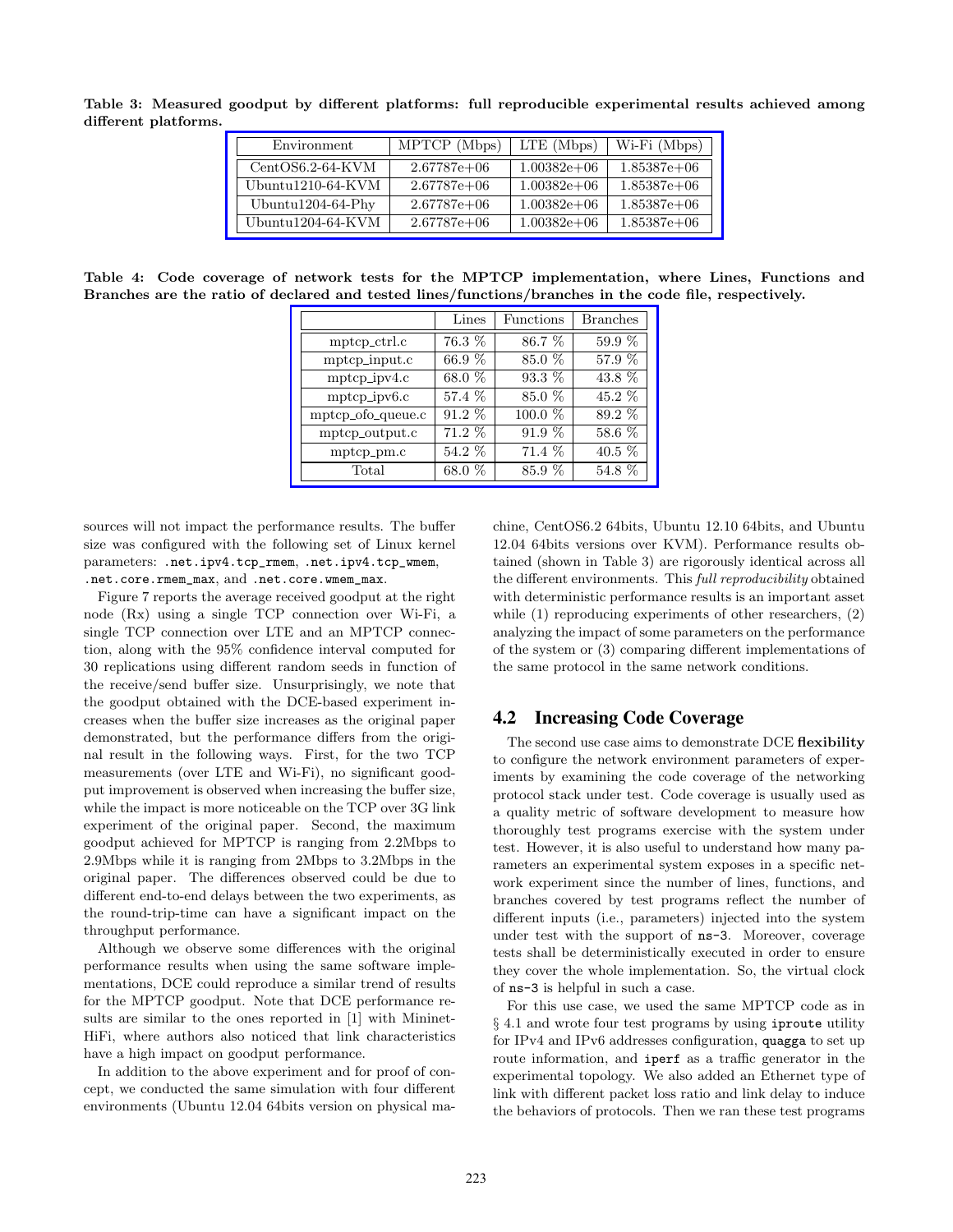**Table 3: Measured goodput by different platforms: full reproducible experimental results achieved among different platforms.**

| Environment | MPTCP (Mbps) | LTE (Mbps) | Wi-Fi (Mbps) |
|---|---|---|---|
| CentOS6.2-64-KVM | 2.67787e+06 | 1.00382e+06 | 1.85387e+06 |
| Ubuntu1210-64-KVM | 2.67787e+06 | 1.00382e+06 | 1.85387e+06 |
| Ubuntu1204-64-Phy | 2.67787e+06 | 1.00382e+06 | 1.85387e+06 |
| Ubuntu1204-64-KVM | 2.67787e+06 | 1.00382e+06 | 1.85387e+06 |

**Table 4: Code coverage of network tests for the MPTCP implementation, where Lines, Functions and Branches are the ratio of declared and tested lines/functions/branches in the code file, respectively.**

| | Lines | Functions | Branches |
|---|---|---|---|
| mptcp_ctrl.c | 76.3 % | 86.7 % | 59.9 % |
| mptcp_input.c | 66.9 % | 85.0 % | 57.9 % |
| mptcp_ipv4.c | 68.0 % | 93.3 % | 43.8 % |
| mptcp_ipv6.c | 57.4 % | 85.0 % | 45.2 % |
| mptcp_ofo_queue.c | 91.2 % | 100.0 % | 89.2 % |
| mptcp_output.c | 71.2 % | 91.9 % | 58.6 % |
| mptcp_pm.c | 54.2 % | 71.4 % | 40.5 % |
| Total | 68.0 % | 85.9 % | 54.8 % |

sources will not impact the performance results. The buffer size was configured with the following set of Linux kernel parameters: `.net.ipv4.tcp_rmem`, `.net.ipv4.tcp_wmem`, `.net.core.rmem_max`, and `.net.core.wmem_max`.

Figure 7 reports the average received goodput at the right node (Rx) using a single TCP connection over Wi-Fi, a single TCP connection over LTE and an MPTCP connection, along with the 95% confidence interval computed for 30 replications using different random seeds in function of the receive/send buffer size. Unsurprisingly, we note that the goodput obtained with the DCE-based experiment increases when the buffer size increases as the original paper demonstrated, but the performance differs from the original result in the following ways. First, for the two TCP measurements (over LTE and Wi-Fi), no significant goodput improvement is observed when increasing the buffer size, while the impact is more noticeable on the TCP over 3G link experiment of the original paper. Second, the maximum goodput achieved for MPTCP is ranging from 2.2Mbps to 2.9Mbps while it is ranging from 2Mbps to 3.2Mbps in the original paper. The differences observed could be due to different end-to-end delays between the two experiments, as the round-trip-time can have a significant impact on the throughput performance.

Although we observe some differences with the original performance results when using the same software implementations, DCE could reproduce a similar trend of results for the MPTCP goodput. Note that DCE performance results are similar to the ones reported in [1] with Mininet-HiFi, where authors also noticed that link characteristics have a high impact on goodput performance.

In addition to the above experiment and for proof of concept, we conducted the same simulation with four different environments (Ubuntu 12.04 64bits version on physical machine, CentOS6.2 64bits, Ubuntu 12.10 64bits, and Ubuntu 12.04 64bits versions over KVM). Performance results obtained (shown in Table 3) are rigorously identical across all the different environments. This *full reproducibility* obtained with deterministic performance results is an important asset while (1) reproducing experiments of other researchers, (2) analyzing the impact of some parameters on the performance of the system or (3) comparing different implementations of the same protocol in the same network conditions.

## 4.2 Increasing Code Coverage

The second use case aims to demonstrate DCE **flexibility** to configure the network environment parameters of experiments by examining the code coverage of the networking protocol stack under test. Code coverage is usually used as a quality metric of software development to measure how thoroughly test programs exercise with the system under test. However, it is also useful to understand how many parameters an experimental system exposes in a specific network experiment since the number of lines, functions, and branches covered by test programs reflect the number of different inputs (i.e., parameters) injected into the system under test with the support of `ns-3`. Moreover, coverage tests shall be deterministically executed in order to ensure they cover the whole implementation. So, the virtual clock of `ns-3` is helpful in such a case.

For this use case, we used the same MPTCP code as in § 4.1 and wrote four test programs by using `iproute` utility for IPv4 and IPv6 addresses configuration, `quagga` to set up route information, and `iperf` as a traffic generator in the experimental topology. We also added an Ethernet type of link with different packet loss ratio and link delay to induce the behaviors of protocols. Then we ran these test programs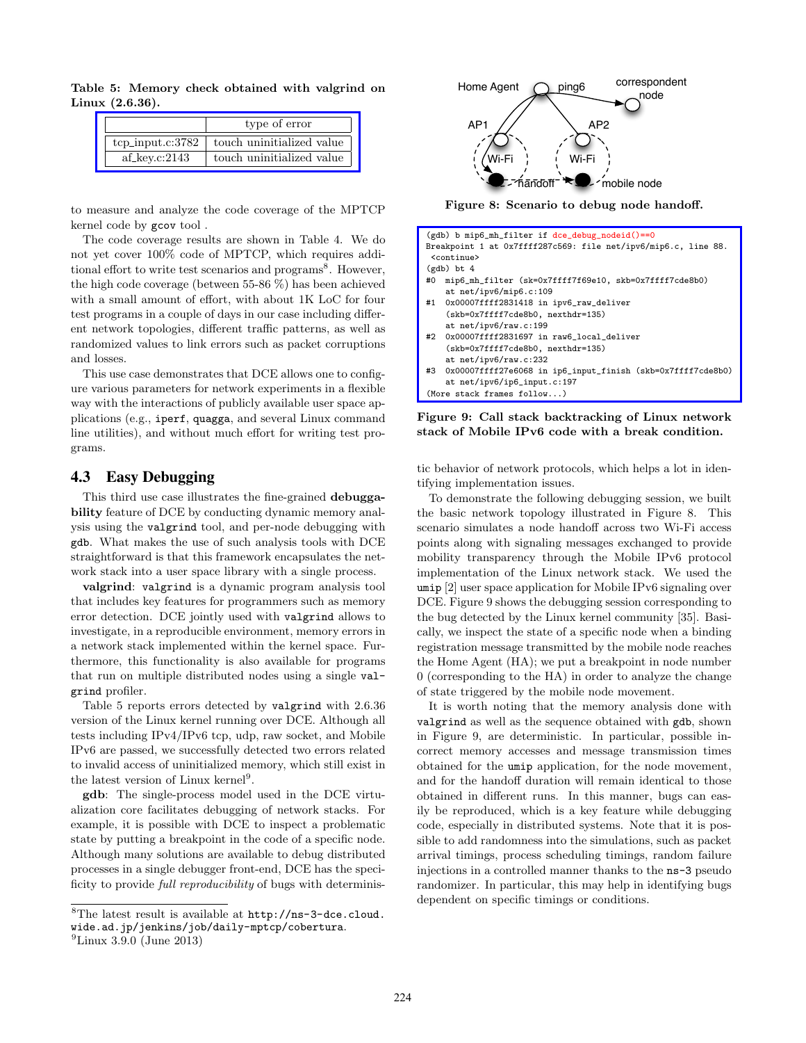Table 5: Memory check obtained with valgrind on Linux (2.6.36).

| | type of error |
|---|---|
| tcp_input.c:3782 | touch uninitialized value |
| af_key.c:2143 | touch uninitialized value |

to measure and analyze the code coverage of the MPTCP kernel code by gcov tool .

The code coverage results are shown in Table 4. We do not yet cover 100% code of MPTCP, which requires additional effort to write test scenarios and programs[8]. However, the high code coverage (between 55-86 %) has been achieved with a small amount of effort, with about 1K LoC for four test programs in a couple of days in our case including different network topologies, different traffic patterns, as well as randomized values to link errors such as packet corruptions and losses.

This use case demonstrates that DCE allows one to configure various parameters for network experiments in a flexible way with the interactions of publicly available user space applications (e.g., iperf, quagga, and several Linux command line utilities), and without much effort for writing test programs.

## 4.3 Easy Debugging

This third use case illustrates the fine-grained **debuggability** feature of DCE by conducting dynamic memory analysis using the valgrind tool, and per-node debugging with gdb. What makes the use of such analysis tools with DCE straightforward is that this framework encapsulates the network stack into a user space library with a single process.

**valgrind**: valgrind is a dynamic program analysis tool that includes key features for programmers such as memory error detection. DCE jointly used with valgrind allows to investigate, in a reproducible environment, memory errors in a network stack implemented within the kernel space. Furthermore, this functionality is also available for programs that run on multiple distributed nodes using a single valgrind profiler.

Table 5 reports errors detected by valgrind with 2.6.36 version of the Linux kernel running over DCE. Although all tests including IPv4/IPv6 tcp, udp, raw socket, and Mobile IPv6 are passed, we successfully detected two errors related to invalid access of uninitialized memory, which still exist in the latest version of Linux kernel[9].

**gdb**: The single-process model used in the DCE virtualization core facilitates debugging of network stacks. For example, it is possible with DCE to inspect a problematic state by putting a breakpoint in the code of a specific node. Although many solutions are available to debug distributed processes in a single debugger front-end, DCE has the specificity to provide *full reproducibility* of bugs with deterministic behavior of network protocols, which helps a lot in identifying implementation issues.

Figure 8: Scenario to debug node handoff.

```
(gdb) b mip6_mh_filter if dce_debug_nodeid()==0
Breakpoint 1 at 0x7ffff287c569: file net/ipv6/mip6.c, line 88.
 <continue>
(gdb) bt 4
#0  mip6_mh_filter (sk=0x7ffff7f69e10, skb=0x7ffff7cde8b0)
    at net/ipv6/mip6.c:109
#1  0x00007ffff2831418 in ipv6_raw_deliver
    (skb=0x7ffff7cde8b0, nexthdr=135)
    at net/ipv6/raw.c:199
#2  0x00007ffff2831697 in raw6_local_deliver
    (skb=0x7ffff7cde8b0, nexthdr=135)
    at net/ipv6/raw.c:232
#3  0x00007ffff27e6068 in ip6_input_finish (skb=0x7ffff7cde8b0)
    at net/ipv6/ip6_input.c:197
(More stack frames follow...)
```

Figure 9: Call stack backtracking of Linux network stack of Mobile IPv6 code with a break condition.

To demonstrate the following debugging session, we built the basic network topology illustrated in Figure 8. This scenario simulates a node handoff across two Wi-Fi access points along with signaling messages exchanged to provide mobility transparency through the Mobile IPv6 protocol implementation of the Linux network stack. We used the umip [2] user space application for Mobile IPv6 signaling over DCE. Figure 9 shows the debugging session corresponding to the bug detected by the Linux kernel community [35]. Basically, we inspect the state of a specific node when a binding registration message transmitted by the mobile node reaches the Home Agent (HA); we put a breakpoint in node number 0 (corresponding to the HA) in order to analyze the change of state triggered by the mobile node movement.

It is worth noting that the memory analysis done with valgrind as well as the sequence obtained with gdb, shown in Figure 9, are deterministic. In particular, possible incorrect memory accesses and message transmission times obtained for the umip application, for the node movement, and for the handoff duration will remain identical to those obtained in different runs. In this manner, bugs can easily be reproduced, which is a key feature while debugging code, especially in distributed systems. Note that it is possible to add randomness into the simulations, such as packet arrival timings, process scheduling timings, random failure injections in a controlled manner thanks to the ns-3 pseudo randomizer. In particular, this may help in identifying bugs dependent on specific timings or conditions.

[8] The latest result is available at http://ns-3-dce.cloud.wide.ad.jp/jenkins/job/daily-mptcp/cobertura.

[9] Linux 3.9.0 (June 2013)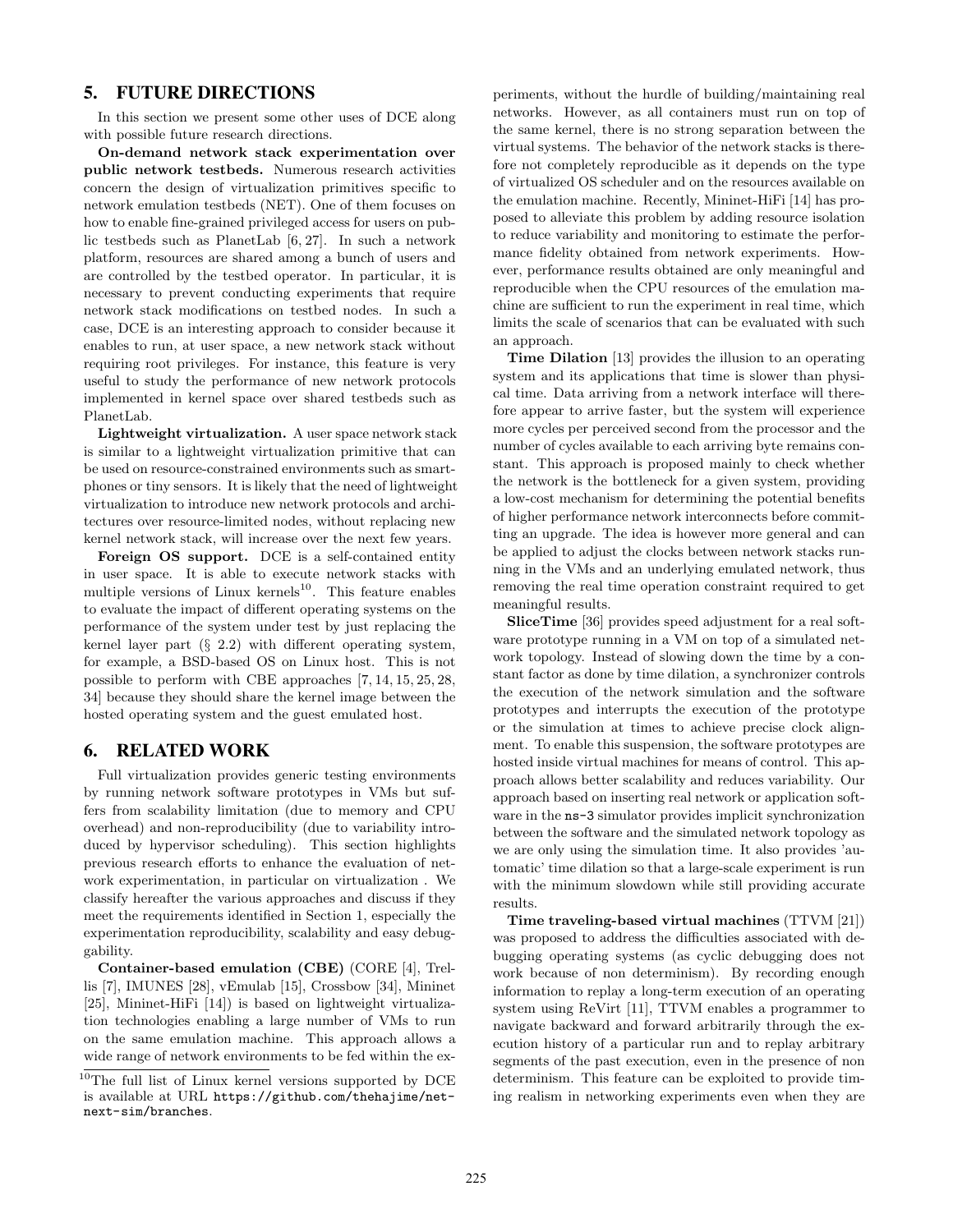## 5. FUTURE DIRECTIONS

In this section we present some other uses of DCE along with possible future research directions.

**On-demand network stack experimentation over public network testbeds.** Numerous research activities concern the design of virtualization primitives specific to network emulation testbeds (NET). One of them focuses on how to enable fine-grained privileged access for users on public testbeds such as PlanetLab [6, 27]. In such a network platform, resources are shared among a bunch of users and are controlled by the testbed operator. In particular, it is necessary to prevent conducting experiments that require network stack modifications on testbed nodes. In such a case, DCE is an interesting approach to consider because it enables to run, at user space, a new network stack without requiring root privileges. For instance, this feature is very useful to study the performance of new network protocols implemented in kernel space over shared testbeds such as PlanetLab.

**Lightweight virtualization.** A user space network stack is similar to a lightweight virtualization primitive that can be used on resource-constrained environments such as smartphones or tiny sensors. It is likely that the need of lightweight virtualization to introduce new network protocols and architectures over resource-limited nodes, without replacing new kernel network stack, will increase over the next few years.

**Foreign OS support.** DCE is a self-contained entity in user space. It is able to execute network stacks with multiple versions of Linux kernels[10]. This feature enables to evaluate the impact of different operating systems on the performance of the system under test by just replacing the kernel layer part (§ 2.2) with different operating system, for example, a BSD-based OS on Linux host. This is not possible to perform with CBE approaches [7, 14, 15, 25, 28, 34] because they should share the kernel image between the hosted operating system and the guest emulated host.

## 6. RELATED WORK

Full virtualization provides generic testing environments by running network software prototypes in VMs but suffers from scalability limitation (due to memory and CPU overhead) and non-reproducibility (due to variability introduced by hypervisor scheduling). This section highlights previous research efforts to enhance the evaluation of network experimentation, in particular on virtualization . We classify hereafter the various approaches and discuss if they meet the requirements identified in Section 1, especially the experimentation reproducibility, scalability and easy debuggability.

**Container-based emulation (CBE)** (CORE [4], Trellis [7], IMUNES [28], vEmulab [15], Crossbow [34], Mininet [25], Mininet-HiFi [14]) is based on lightweight virtualization technologies enabling a large number of VMs to run on the same emulation machine. This approach allows a wide range of network environments to be fed within the experiments, without the hurdle of building/maintaining real networks. However, as all containers must run on top of the same kernel, there is no strong separation between the virtual systems. The behavior of the network stacks is therefore not completely reproducible as it depends on the type of virtualized OS scheduler and on the resources available on the emulation machine. Recently, Mininet-HiFi [14] has proposed to alleviate this problem by adding resource isolation to reduce variability and monitoring to estimate the performance fidelity obtained from network experiments. However, performance results obtained are only meaningful and reproducible when the CPU resources of the emulation machine are sufficient to run the experiment in real time, which limits the scale of scenarios that can be evaluated with such an approach.

**Time Dilation** [13] provides the illusion to an operating system and its applications that time is slower than physical time. Data arriving from a network interface will therefore appear to arrive faster, but the system will experience more cycles per perceived second from the processor and the number of cycles available to each arriving byte remains constant. This approach is proposed mainly to check whether the network is the bottleneck for a given system, providing a low-cost mechanism for determining the potential benefits of higher performance network interconnects before committing an upgrade. The idea is however more general and can be applied to adjust the clocks between network stacks running in the VMs and an underlying emulated network, thus removing the real time operation constraint required to get meaningful results.

**SliceTime** [36] provides speed adjustment for a real software prototype running in a VM on top of a simulated network topology. Instead of slowing down the time by a constant factor as done by time dilation, a synchronizer controls the execution of the network simulation and the software prototypes and interrupts the execution of the prototype or the simulation at times to achieve precise clock alignment. To enable this suspension, the software prototypes are hosted inside virtual machines for means of control. This approach allows better scalability and reduces variability. Our approach based on inserting real network or application software in the `ns-3` simulator provides implicit synchronization between the software and the simulated network topology as we are only using the simulation time. It also provides 'automatic' time dilation so that a large-scale experiment is run with the minimum slowdown while still providing accurate results.

**Time traveling-based virtual machines** (TTVM [21]) was proposed to address the difficulties associated with debugging operating systems (as cyclic debugging does not work because of non determinism). By recording enough information to replay a long-term execution of an operating system using ReVirt [11], TTVM enables a programmer to navigate backward and forward arbitrarily through the execution history of a particular run and to replay arbitrary segments of the past execution, even in the presence of non determinism. This feature can be exploited to provide timing realism in networking experiments even when they are

[10] The full list of Linux kernel versions supported by DCE is available at URL `https://github.com/thehajime/net-next-sim/branches`.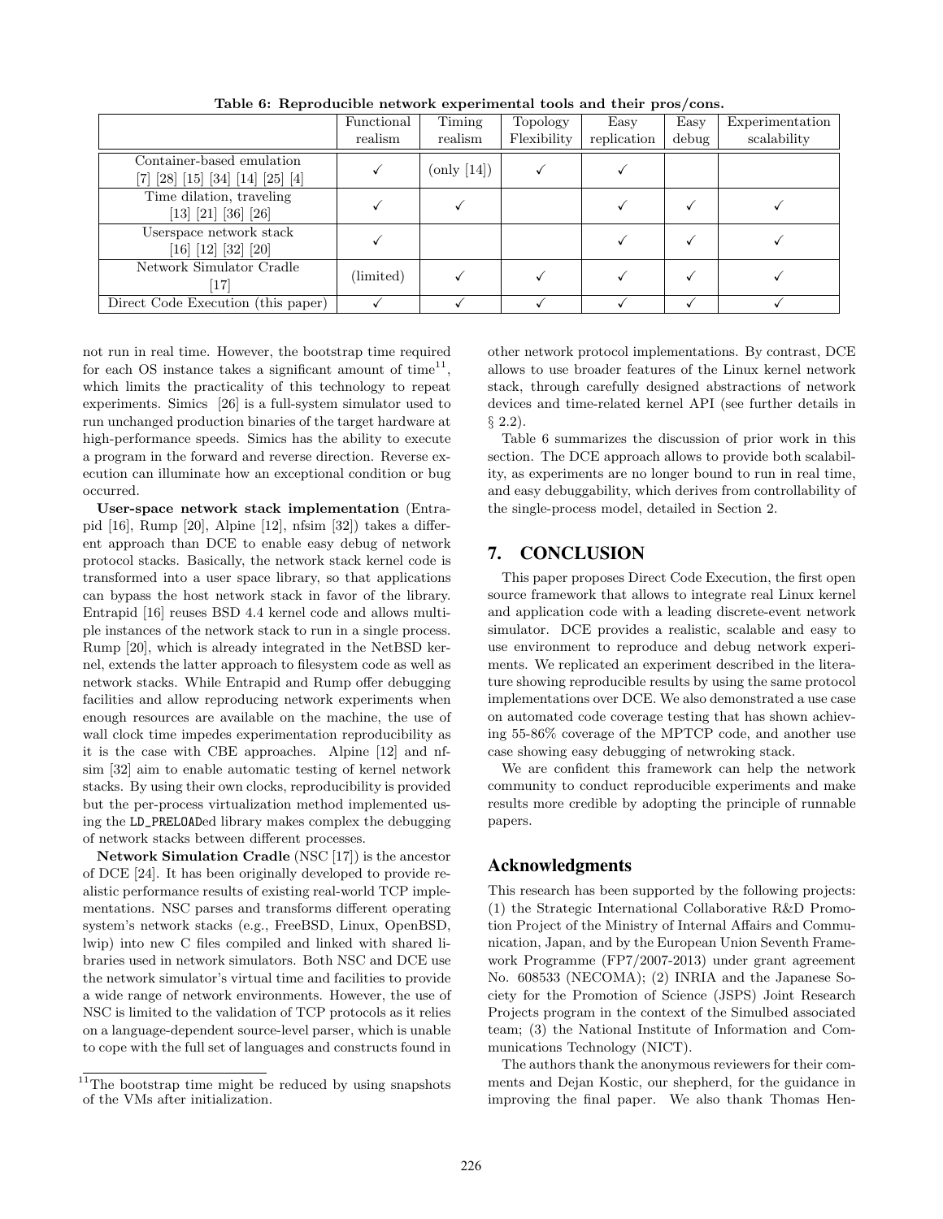**Table 6: Reproducible network experimental tools and their pros/cons.**

| | Functional realism | Timing realism | Topology Flexibility | Easy replication | Easy debug | Experimentation scalability |
|---|---|---|---|---|---|---|
| Container-based emulation [7] [28] [15] [34] [14] [25] [4] | ✓ | (only [14]) | ✓ | ✓ | | |
| Time dilation, traveling [13] [21] [36] [26] | ✓ | ✓ | | ✓ | ✓ | ✓ |
| Userspace network stack [16] [12] [32] [20] | ✓ | | | ✓ | ✓ | ✓ |
| Network Simulator Cradle [17] | (limited) | ✓ | ✓ | ✓ | ✓ | ✓ |
| Direct Code Execution (this paper) | ✓ | ✓ | ✓ | ✓ | ✓ | ✓ |

not run in real time. However, the bootstrap time required for each OS instance takes a significant amount of time[11], which limits the practicality of this technology to repeat experiments. Simics [26] is a full-system simulator used to run unchanged production binaries of the target hardware at high-performance speeds. Simics has the ability to execute a program in the forward and reverse direction. Reverse execution can illuminate how an exceptional condition or bug occurred.

**User-space network stack implementation** (Entrapid [16], Rump [20], Alpine [12], nfsim [32]) takes a different approach than DCE to enable easy debug of network protocol stacks. Basically, the network stack kernel code is transformed into a user space library, so that applications can bypass the host network stack in favor of the library. Entrapid [16] reuses BSD 4.4 kernel code and allows multiple instances of the network stack to run in a single process. Rump [20], which is already integrated in the NetBSD kernel, extends the latter approach to filesystem code as well as network stacks. While Entrapid and Rump offer debugging facilities and allow reproducing network experiments when enough resources are available on the machine, the use of wall clock time impedes experimentation reproducibility as it is the case with CBE approaches. Alpine [12] and nfsim [32] aim to enable automatic testing of kernel network stacks. By using their own clocks, reproducibility is provided but the per-process virtualization method implemented using the `LD_PRELOAD`ed library makes complex the debugging of network stacks between different processes.

**Network Simulation Cradle** (NSC [17]) is the ancestor of DCE [24]. It has been originally developed to provide realistic performance results of existing real-world TCP implementations. NSC parses and transforms different operating system's network stacks (e.g., FreeBSD, Linux, OpenBSD, lwip) into new C files compiled and linked with shared libraries used in network simulators. Both NSC and DCE use the network simulator's virtual time and facilities to provide a wide range of network environments. However, the use of NSC is limited to the validation of TCP protocols as it relies on a language-dependent source-level parser, which is unable to cope with the full set of languages and constructs found in other network protocol implementations. By contrast, DCE allows to use broader features of the Linux kernel network stack, through carefully designed abstractions of network devices and time-related kernel API (see further details in § 2.2).

Table 6 summarizes the discussion of prior work in this section. The DCE approach allows to provide both scalability, as experiments are no longer bound to run in real time, and easy debuggability, which derives from controllability of the single-process model, detailed in Section 2.

## 7. CONCLUSION

This paper proposes Direct Code Execution, the first open source framework that allows to integrate real Linux kernel and application code with a leading discrete-event network simulator. DCE provides a realistic, scalable and easy to use environment to reproduce and debug network experiments. We replicated an experiment described in the literature showing reproducible results by using the same protocol implementations over DCE. We also demonstrated a use case on automated code coverage testing that has shown achieving 55-86% coverage of the MPTCP code, and another use case showing easy debugging of netwroking stack.

We are confident this framework can help the network community to conduct reproducible experiments and make results more credible by adopting the principle of runnable papers.

## Acknowledgments

This research has been supported by the following projects: (1) the Strategic International Collaborative R&D Promotion Project of the Ministry of Internal Affairs and Communication, Japan, and by the European Union Seventh Framework Programme (FP7/2007-2013) under grant agreement No. 608533 (NECOMA); (2) INRIA and the Japanese Society for the Promotion of Science (JSPS) Joint Research Projects program in the context of the Simulbed associated team; (3) the National Institute of Information and Communications Technology (NICT).

The authors thank the anonymous reviewers for their comments and Dejan Kostic, our shepherd, for the guidance in improving the final paper. We also thank Thomas Hen-

[11] The bootstrap time might be reduced by using snapshots of the VMs after initialization.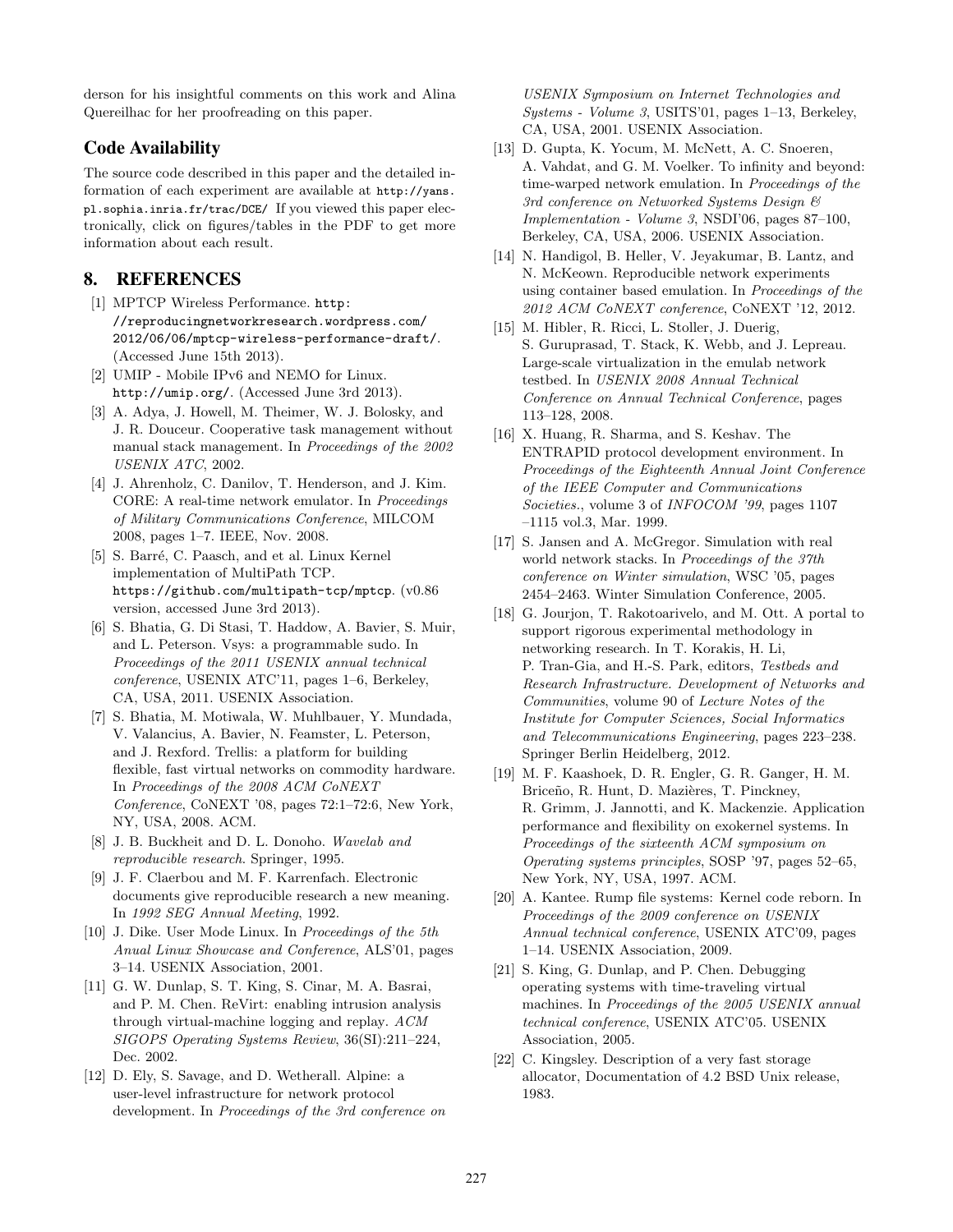derson for his insightful comments on this work and Alina Quereilhac for her proofreading on this paper.

## Code Availability

The source code described in this paper and the detailed information of each experiment are available at http://yans.pl.sophia.inria.fr/trac/DCE/ If you viewed this paper electronically, click on figures/tables in the PDF to get more information about each result.

## 8. REFERENCES

[1] MPTCP Wireless Performance. http://reproducingnetworkresearch.wordpress.com/2012/06/06/mptcp-wireless-performance-draft/. (Accessed June 15th 2013).

[2] UMIP - Mobile IPv6 and NEMO for Linux. http://umip.org/. (Accessed June 3rd 2013).

[3] A. Adya, J. Howell, M. Theimer, W. J. Bolosky, and J. R. Douceur. Cooperative task management without manual stack management. In *Proceedings of the 2002 USENIX ATC*, 2002.

[4] J. Ahrenholz, C. Danilov, T. Henderson, and J. Kim. CORE: A real-time network emulator. In *Proceedings of Military Communications Conference*, MILCOM 2008, pages 1–7. IEEE, Nov. 2008.

[5] S. Barré, C. Paasch, and et al. Linux Kernel implementation of MultiPath TCP. https://github.com/multipath-tcp/mptcp. (v0.86 version, accessed June 3rd 2013).

[6] S. Bhatia, G. Di Stasi, T. Haddow, A. Bavier, S. Muir, and L. Peterson. Vsys: a programmable sudo. In *Proceedings of the 2011 USENIX annual technical conference*, USENIX ATC'11, pages 1–6, Berkeley, CA, USA, 2011. USENIX Association.

[7] S. Bhatia, M. Motiwala, W. Muhlbauer, Y. Mundada, V. Valancius, A. Bavier, N. Feamster, L. Peterson, and J. Rexford. Trellis: a platform for building flexible, fast virtual networks on commodity hardware. In *Proceedings of the 2008 ACM CoNEXT Conference*, CoNEXT '08, pages 72:1–72:6, New York, NY, USA, 2008. ACM.

[8] J. B. Buckheit and D. L. Donoho. *Wavelab and reproducible research*. Springer, 1995.

[9] J. F. Claerbou and M. F. Karrenfach. Electronic documents give reproducible research a new meaning. In *1992 SEG Annual Meeting*, 1992.

[10] J. Dike. User Mode Linux. In *Proceedings of the 5th Anual Linux Showcase and Conference*, ALS'01, pages 3–14. USENIX Association, 2001.

[11] G. W. Dunlap, S. T. King, S. Cinar, M. A. Basrai, and P. M. Chen. ReVirt: enabling intrusion analysis through virtual-machine logging and replay. *ACM SIGOPS Operating Systems Review*, 36(SI):211–224, Dec. 2002.

[12] D. Ely, S. Savage, and D. Wetherall. Alpine: a user-level infrastructure for network protocol development. In *Proceedings of the 3rd conference on USENIX Symposium on Internet Technologies and Systems - Volume 3*, USITS'01, pages 1–13, Berkeley, CA, USA, 2001. USENIX Association.

[13] D. Gupta, K. Yocum, M. McNett, A. C. Snoeren, A. Vahdat, and G. M. Voelker. To infinity and beyond: time-warped network emulation. In *Proceedings of the 3rd conference on Networked Systems Design & Implementation - Volume 3*, NSDI'06, pages 87–100, Berkeley, CA, USA, 2006. USENIX Association.

[14] N. Handigol, B. Heller, V. Jeyakumar, B. Lantz, and N. McKeown. Reproducible network experiments using container based emulation. In *Proceedings of the 2012 ACM CoNEXT conference*, CoNEXT '12, 2012.

[15] M. Hibler, R. Ricci, L. Stoller, J. Duerig, S. Guruprasad, T. Stack, K. Webb, and J. Lepreau. Large-scale virtualization in the emulab network testbed. In *USENIX 2008 Annual Technical Conference on Annual Technical Conference*, pages 113–128, 2008.

[16] X. Huang, R. Sharma, and S. Keshav. The ENTRAPID protocol development environment. In *Proceedings of the Eighteenth Annual Joint Conference of the IEEE Computer and Communications Societies.*, volume 3 of *INFOCOM '99*, pages 1107 –1115 vol.3, Mar. 1999.

[17] S. Jansen and A. McGregor. Simulation with real world network stacks. In *Proceedings of the 37th conference on Winter simulation*, WSC '05, pages 2454–2463. Winter Simulation Conference, 2005.

[18] G. Jourjon, T. Rakotoarivelo, and M. Ott. A portal to support rigorous experimental methodology in networking research. In T. Korakis, H. Li, P. Tran-Gia, and H.-S. Park, editors, *Testbeds and Research Infrastructure. Development of Networks and Communities*, volume 90 of *Lecture Notes of the Institute for Computer Sciences, Social Informatics and Telecommunications Engineering*, pages 223–238. Springer Berlin Heidelberg, 2012.

[19] M. F. Kaashoek, D. R. Engler, G. R. Ganger, H. M. Briceño, R. Hunt, D. Mazières, T. Pinckney, R. Grimm, J. Jannotti, and K. Mackenzie. Application performance and flexibility on exokernel systems. In *Proceedings of the sixteenth ACM symposium on Operating systems principles*, SOSP '97, pages 52–65, New York, NY, USA, 1997. ACM.

[20] A. Kantee. Rump file systems: Kernel code reborn. In *Proceedings of the 2009 conference on USENIX Annual technical conference*, USENIX ATC'09, pages 1–14. USENIX Association, 2009.

[21] S. King, G. Dunlap, and P. Chen. Debugging operating systems with time-traveling virtual machines. In *Proceedings of the 2005 USENIX annual technical conference*, USENIX ATC'05. USENIX Association, 2005.

[22] C. Kingsley. Description of a very fast storage allocator, Documentation of 4.2 BSD Unix release, 1983.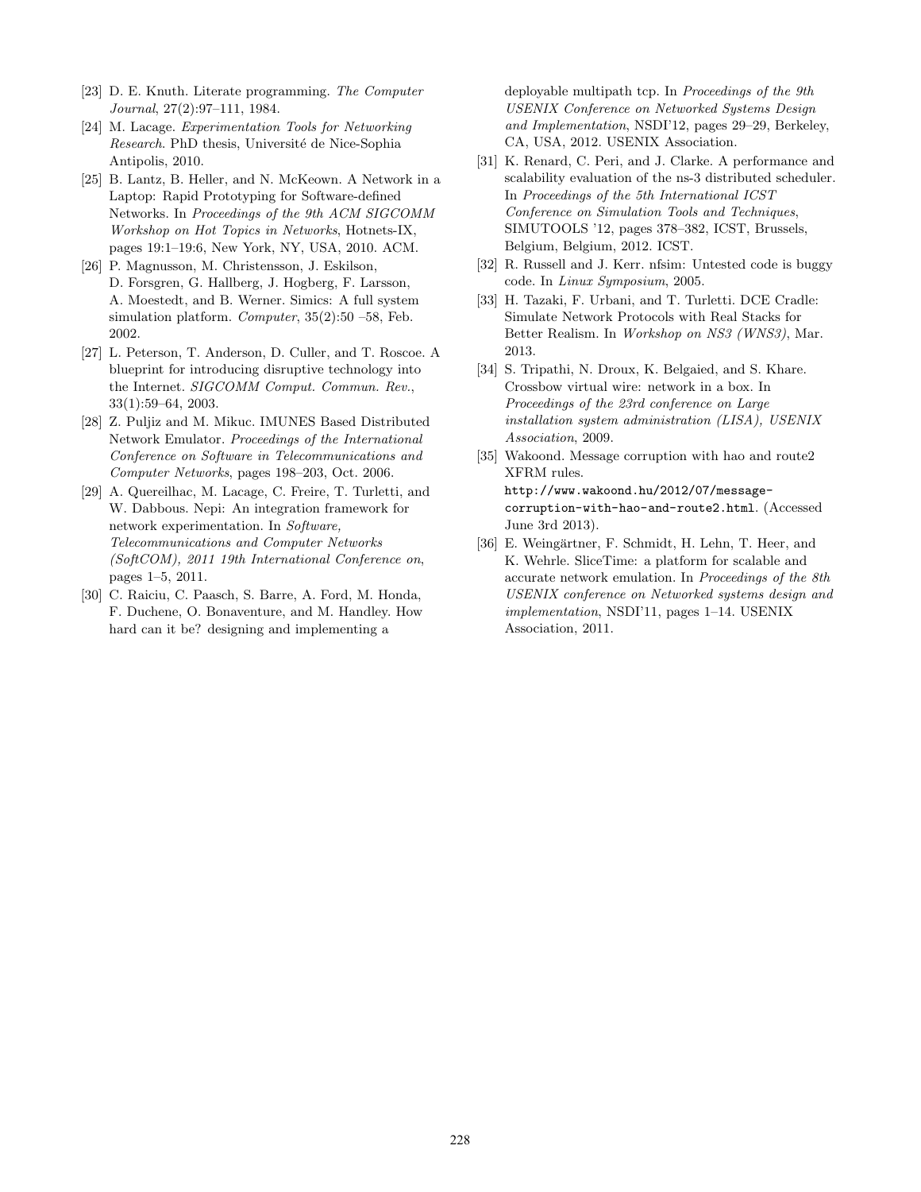[23] D. E. Knuth. Literate programming. *The Computer Journal*, 27(2):97–111, 1984.

[24] M. Lacage. *Experimentation Tools for Networking Research*. PhD thesis, Université de Nice-Sophia Antipolis, 2010.

[25] B. Lantz, B. Heller, and N. McKeown. A Network in a Laptop: Rapid Prototyping for Software-defined Networks. In *Proceedings of the 9th ACM SIGCOMM Workshop on Hot Topics in Networks*, Hotnets-IX, pages 19:1–19:6, New York, NY, USA, 2010. ACM.

[26] P. Magnusson, M. Christensson, J. Eskilson, D. Forsgren, G. Hallberg, J. Hogberg, F. Larsson, A. Moestedt, and B. Werner. Simics: A full system simulation platform. *Computer*, 35(2):50 –58, Feb. 2002.

[27] L. Peterson, T. Anderson, D. Culler, and T. Roscoe. A blueprint for introducing disruptive technology into the Internet. *SIGCOMM Comput. Commun. Rev.*, 33(1):59–64, 2003.

[28] Z. Puljiz and M. Mikuc. IMUNES Based Distributed Network Emulator. *Proceedings of the International Conference on Software in Telecommunications and Computer Networks*, pages 198–203, Oct. 2006.

[29] A. Quereilhac, M. Lacage, C. Freire, T. Turletti, and W. Dabbous. Nepi: An integration framework for network experimentation. In *Software, Telecommunications and Computer Networks (SoftCOM), 2011 19th International Conference on*, pages 1–5, 2011.

[30] C. Raiciu, C. Paasch, S. Barre, A. Ford, M. Honda, F. Duchene, O. Bonaventure, and M. Handley. How hard can it be? designing and implementing a deployable multipath tcp. In *Proceedings of the 9th USENIX Conference on Networked Systems Design and Implementation*, NSDI'12, pages 29–29, Berkeley, CA, USA, 2012. USENIX Association.

[31] K. Renard, C. Peri, and J. Clarke. A performance and scalability evaluation of the ns-3 distributed scheduler. In *Proceedings of the 5th International ICST Conference on Simulation Tools and Techniques*, SIMUTOOLS '12, pages 378–382, ICST, Brussels, Belgium, Belgium, 2012. ICST.

[32] R. Russell and J. Kerr. nfsim: Untested code is buggy code. In *Linux Symposium*, 2005.

[33] H. Tazaki, F. Urbani, and T. Turletti. DCE Cradle: Simulate Network Protocols with Real Stacks for Better Realism. In *Workshop on NS3 (WNS3)*, Mar. 2013.

[34] S. Tripathi, N. Droux, K. Belgaied, and S. Khare. Crossbow virtual wire: network in a box. In *Proceedings of the 23rd conference on Large installation system administration (LISA), USENIX Association*, 2009.

[35] Wakoond. Message corruption with hao and route2 XFRM rules. `http://www.wakoond.hu/2012/07/message-corruption-with-hao-and-route2.html`. (Accessed June 3rd 2013).

[36] E. Weingärtner, F. Schmidt, H. Lehn, T. Heer, and K. Wehrle. SliceTime: a platform for scalable and accurate network emulation. In *Proceedings of the 8th USENIX conference on Networked systems design and implementation*, NSDI'11, pages 1–14. USENIX Association, 2011.